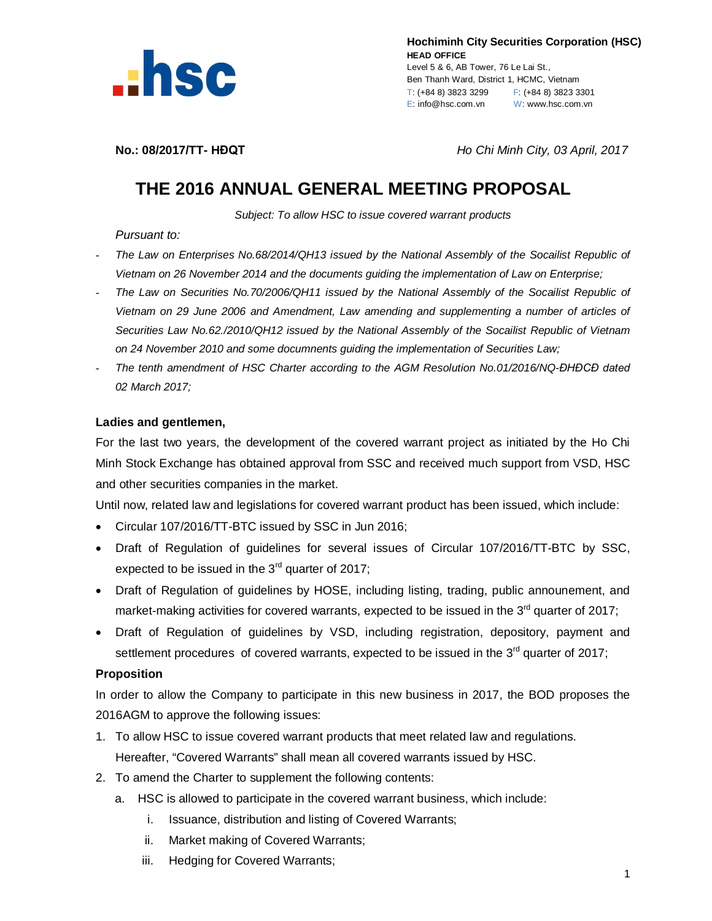**Hochiminh City Securities Corporation (HSC)**
**HEAD OFFICE**
Level 5 & 6, AB Tower, 76 Le Lai St.,
Ben Thanh Ward, District 1, HCMC, Vietnam
T: (+84 8) 3823 3299 F: (+84 8) 3823 3301
E: info@hsc.com.vn W: www.hsc.com.vn

**No.: 08/2017/TT- HĐQT** *Ho Chi Minh City, 03 April, 2017*

# THE 2016 ANNUAL GENERAL MEETING PROPOSAL

*Subject: To allow HSC to issue covered warrant products*

*Pursuant to:*

- *The Law on Enterprises No.68/2014/QH13 issued by the National Assembly of the Socailist Republic of Vietnam on 26 November 2014 and the documents guiding the implementation of Law on Enterprise;*
- *The Law on Securities No.70/2006/QH11 issued by the National Assembly of the Socailist Republic of Vietnam on 29 June 2006 and Amendment, Law amending and supplementing a number of articles of Securities Law No.62./2010/QH12 issued by the National Assembly of the Socailist Republic of Vietnam on 24 November 2010 and some documnents guiding the implementation of Securities Law;*
- *The tenth amendment of HSC Charter according to the AGM Resolution No.01/2016/NQ-ĐHĐCĐ dated 02 March 2017;*

**Ladies and gentlemen,**

For the last two years, the development of the covered warrant project as initiated by the Ho Chi Minh Stock Exchange has obtained approval from SSC and received much support from VSD, HSC and other securities companies in the market.

Until now, related law and legislations for covered warrant product has been issued, which include:

- Circular 107/2016/TT-BTC issued by SSC in Jun 2016;
- Draft of Regulation of guidelines for several issues of Circular 107/2016/TT-BTC by SSC, expected to be issued in the 3rd quarter of 2017;
- Draft of Regulation of guidelines by HOSE, including listing, trading, public announement, and market-making activities for covered warrants, expected to be issued in the 3rd quarter of 2017;
- Draft of Regulation of guidelines by VSD, including registration, depository, payment and settlement procedures of covered warrants, expected to be issued in the 3rd quarter of 2017;

**Proposition**

In order to allow the Company to participate in this new business in 2017, the BOD proposes the 2016AGM to approve the following issues:

1. To allow HSC to issue covered warrant products that meet related law and regulations.
   Hereafter, "Covered Warrants" shall mean all covered warrants issued by HSC.
2. To amend the Charter to supplement the following contents:
   a. HSC is allowed to participate in the covered warrant business, which include:
      i. Issuance, distribution and listing of Covered Warrants;
      ii. Market making of Covered Warrants;
      iii. Hedging for Covered Warrants;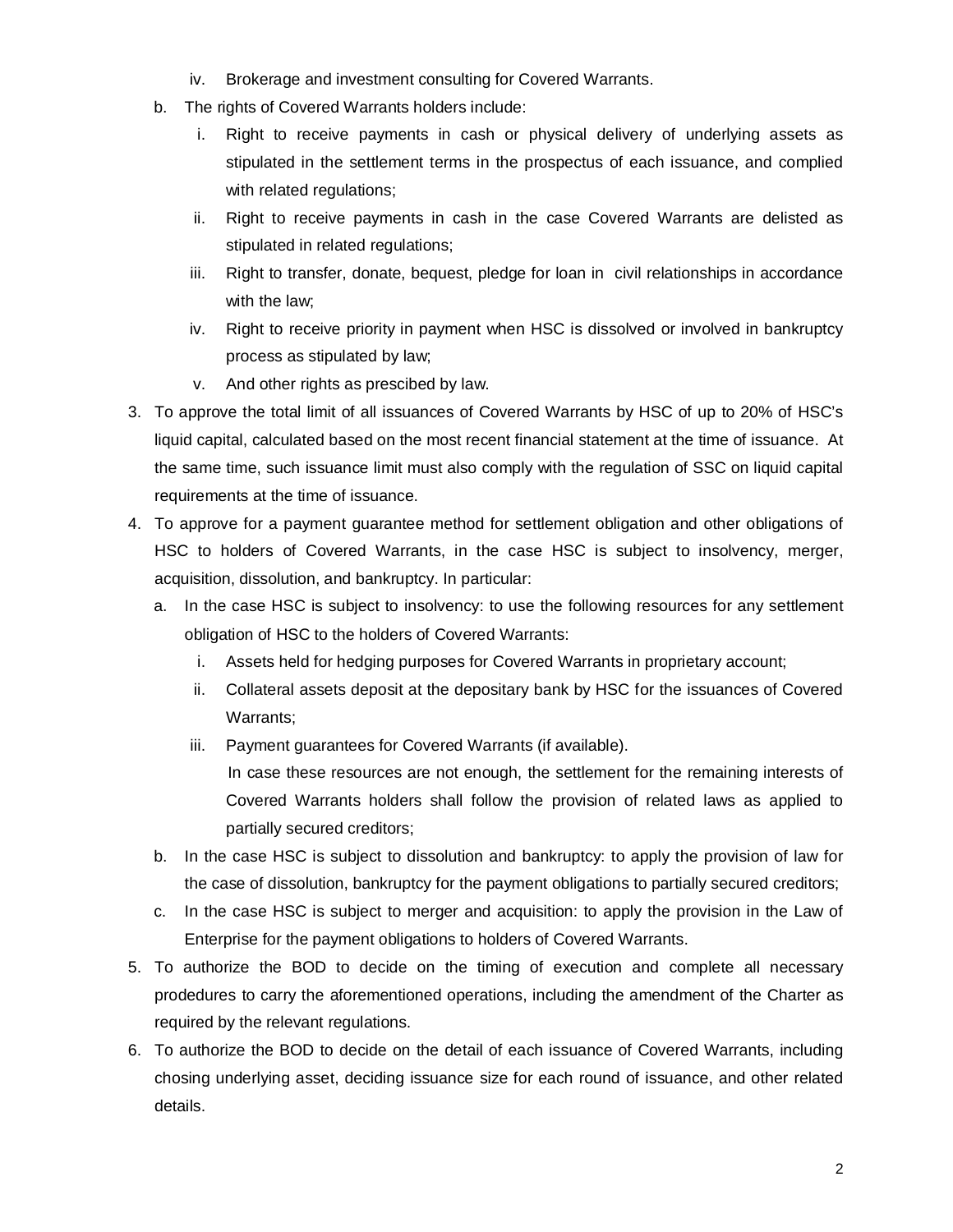iv. Brokerage and investment consulting for Covered Warrants.

b. The rights of Covered Warrants holders include:

   i. Right to receive payments in cash or physical delivery of underlying assets as stipulated in the settlement terms in the prospectus of each issuance, and complied with related regulations;

   ii. Right to receive payments in cash in the case Covered Warrants are delisted as stipulated in related regulations;

   iii. Right to transfer, donate, bequest, pledge for loan in civil relationships in accordance with the law;

   iv. Right to receive priority in payment when HSC is dissolved or involved in bankruptcy process as stipulated by law;

   v. And other rights as prescibed by law.

3. To approve the total limit of all issuances of Covered Warrants by HSC of up to 20% of HSC's liquid capital, calculated based on the most recent financial statement at the time of issuance. At the same time, such issuance limit must also comply with the regulation of SSC on liquid capital requirements at the time of issuance.

4. To approve for a payment guarantee method for settlement obligation and other obligations of HSC to holders of Covered Warrants, in the case HSC is subject to insolvency, merger, acquisition, dissolution, and bankruptcy. In particular:

   a. In the case HSC is subject to insolvency: to use the following resources for any settlement obligation of HSC to the holders of Covered Warrants:

      i. Assets held for hedging purposes for Covered Warrants in proprietary account;

      ii. Collateral assets deposit at the depositary bank by HSC for the issuances of Covered Warrants;

      iii. Payment guarantees for Covered Warrants (if available).

      In case these resources are not enough, the settlement for the remaining interests of Covered Warrants holders shall follow the provision of related laws as applied to partially secured creditors;

   b. In the case HSC is subject to dissolution and bankruptcy: to apply the provision of law for the case of dissolution, bankruptcy for the payment obligations to partially secured creditors;

   c. In the case HSC is subject to merger and acquisition: to apply the provision in the Law of Enterprise for the payment obligations to holders of Covered Warrants.

5. To authorize the BOD to decide on the timing of execution and complete all necessary prodedures to carry the aforementioned operations, including the amendment of the Charter as required by the relevant regulations.

6. To authorize the BOD to decide on the detail of each issuance of Covered Warrants, including chosing underlying asset, deciding issuance size for each round of issuance, and other related details.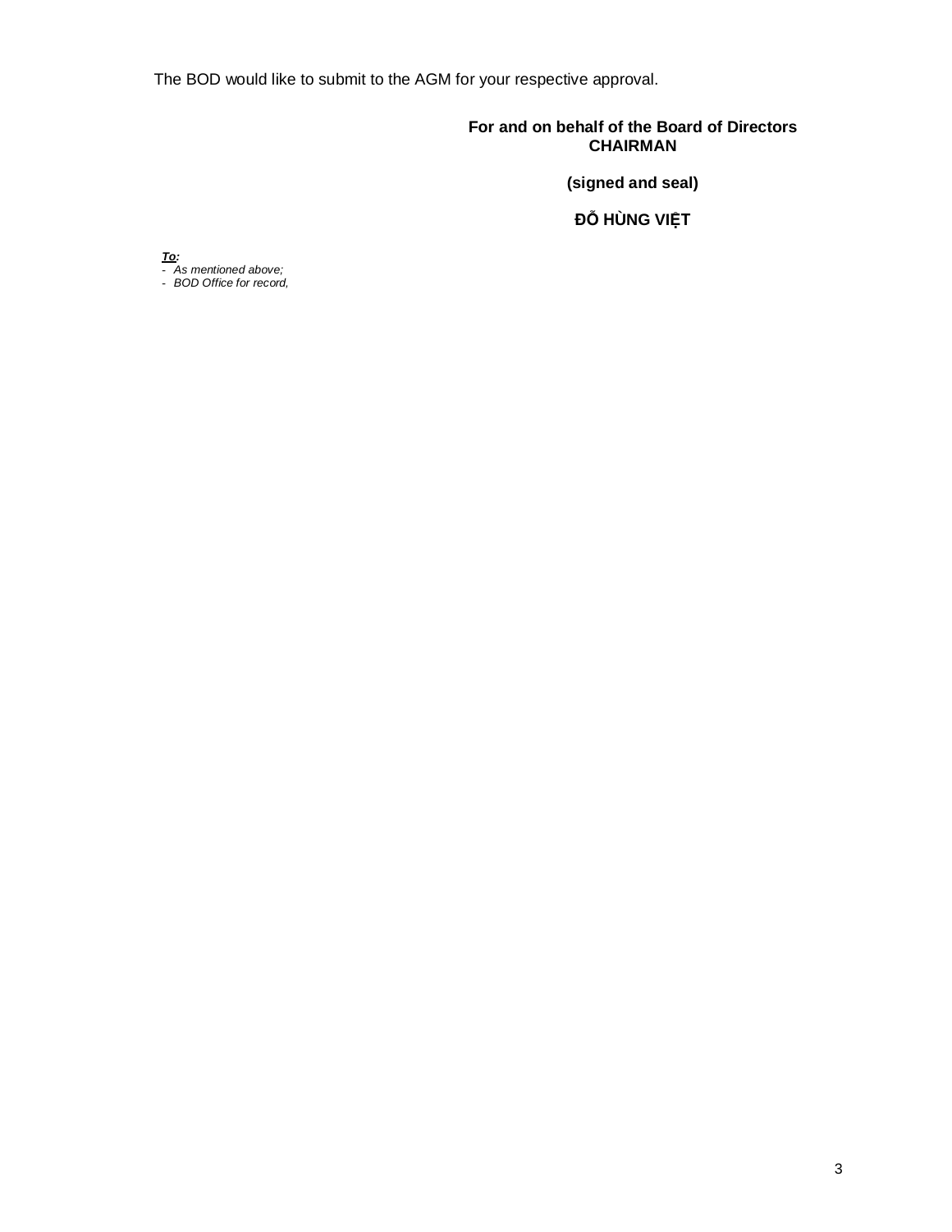The BOD would like to submit to the AGM for your respective approval.

**For and on behalf of the Board of Directors**
**CHAIRMAN**

**(signed and seal)**

**ĐỖ HÙNG VIỆT**

***To:***
- *As mentioned above;*
- *BOD Office for record,*